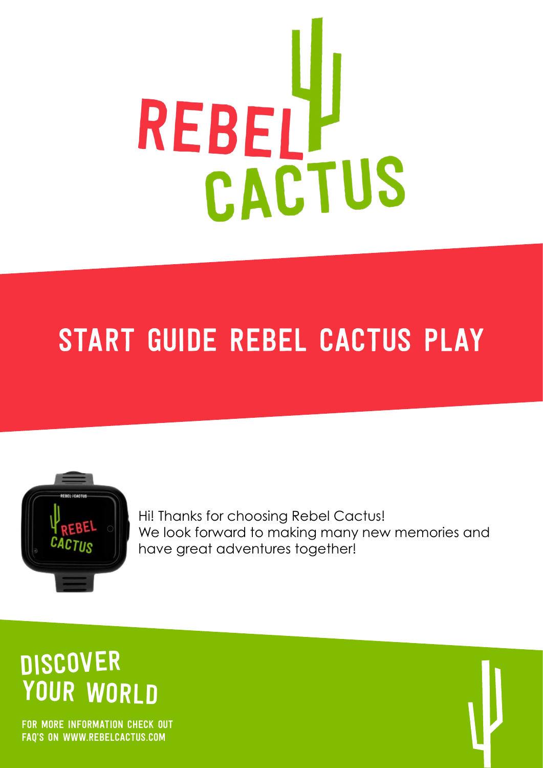# REBEL CACTUS

## START GUIDE REBEL CACTUS PLAY

Hi! Thanks for choosing Rebel Cactus!
We look forward to making many new memories and have great adventures together!

## DISCOVER YOUR WORLD

FOR MORE INFORMATION CHECK OUT FAQ'S ON WWW.REBELCACTUS.COM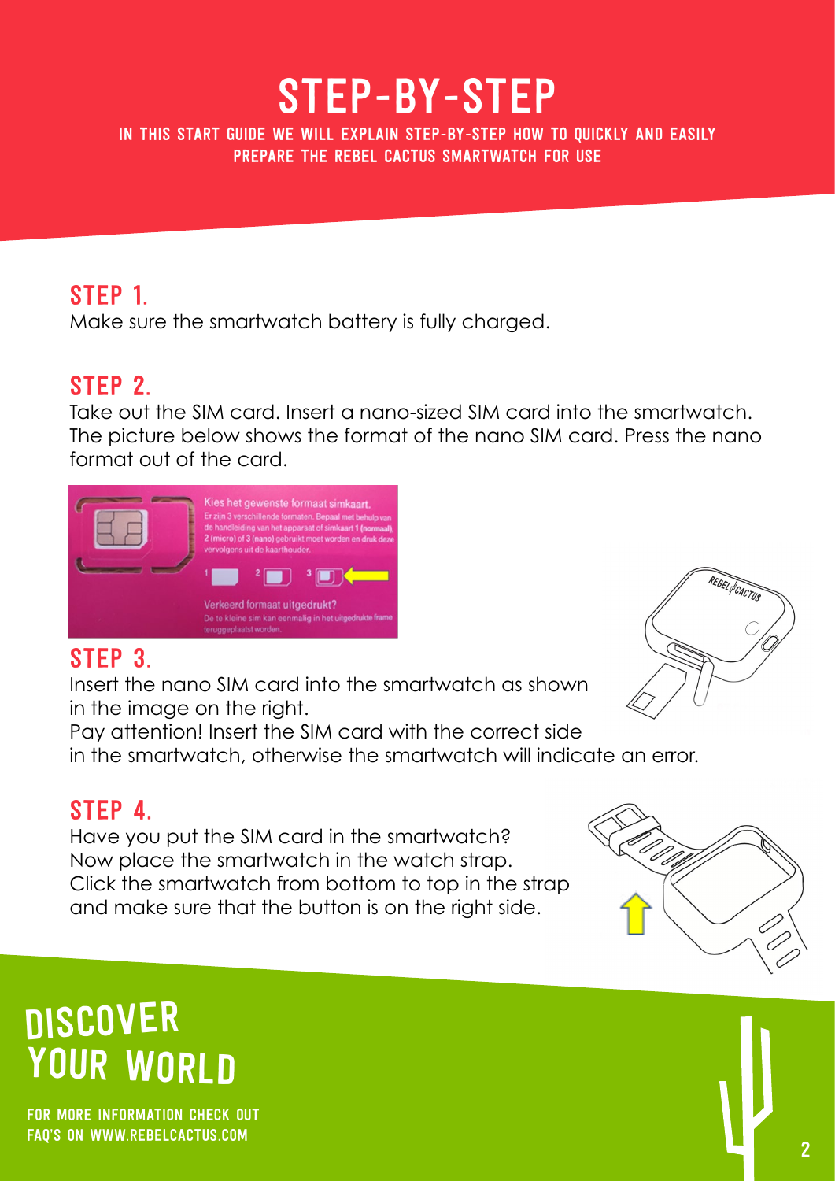# STEP-BY-STEP

IN THIS START GUIDE WE WILL EXPLAIN STEP-BY-STEP HOW TO QUICKLY AND EASILY PREPARE THE REBEL CACTUS SMARTWATCH FOR USE

## STEP 1.

Make sure the smartwatch battery is fully charged.

## STEP 2.

Take out the SIM card. Insert a nano-sized SIM card into the smartwatch. The picture below shows the format of the nano SIM card. Press the nano format out of the card.

Kies het gewenste formaat simkaart.
Er zijn 3 verschillende formaten. Bepaal met behulp van de handleiding van het apparaat of simkaart 1 (normaal), 2 (micro) of 3 (nano) gebruikt moet worden en druk deze vervolgens uit de kaarthouder.

Verkeerd formaat uitgedrukt?
De te kleine sim kan eenmalig in het uitgedrukte frame teruggeplaatst worden.

## STEP 3.

Insert the nano SIM card into the smartwatch as shown in the image on the right.
Pay attention! Insert the SIM card with the correct side in the smartwatch, otherwise the smartwatch will indicate an error.

## STEP 4.

Have you put the SIM card in the smartwatch?
Now place the smartwatch in the watch strap.
Click the smartwatch from bottom to top in the strap and make sure that the button is on the right side.

## DISCOVER YOUR WORLD

FOR MORE INFORMATION CHECK OUT FAQ'S ON WWW.REBELCACTUS.COM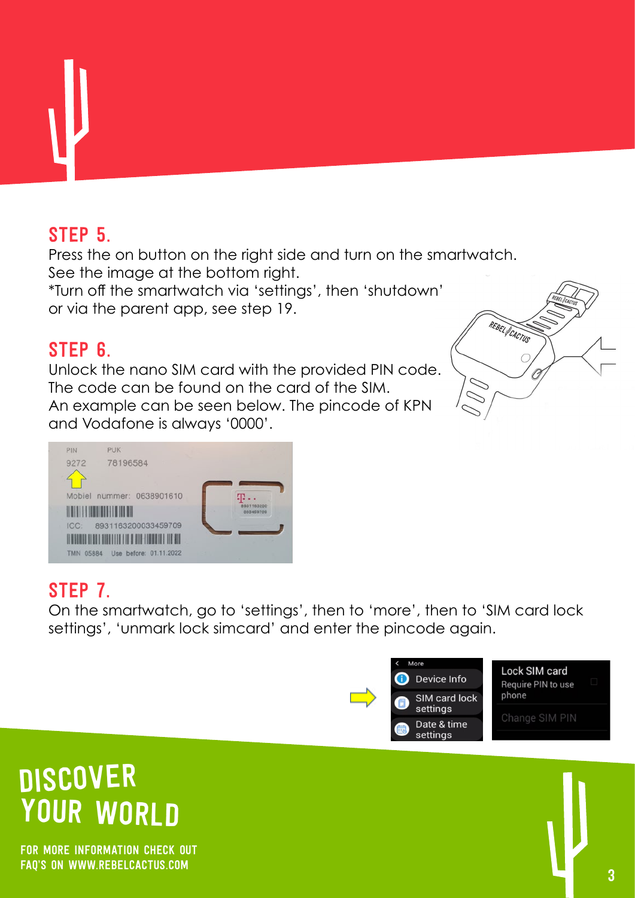## STEP 5.

Press the on button on the right side and turn on the smartwatch.
See the image at the bottom right.
*Turn off the smartwatch via 'settings', then 'shutdown' or via the parent app, see step 19.

## STEP 6.

Unlock the nano SIM card with the provided PIN code.
The code can be found on the card of the SIM.
An example can be seen below. The pincode of KPN and Vodafone is always '0000'.

## STEP 7.

On the smartwatch, go to 'settings', then to 'more', then to 'SIM card lock settings', 'unmark lock simcard' and enter the pincode again.

# DISCOVER YOUR WORLD

FOR MORE INFORMATION CHECK OUT FAQ'S ON WWW.REBELCACTUS.COM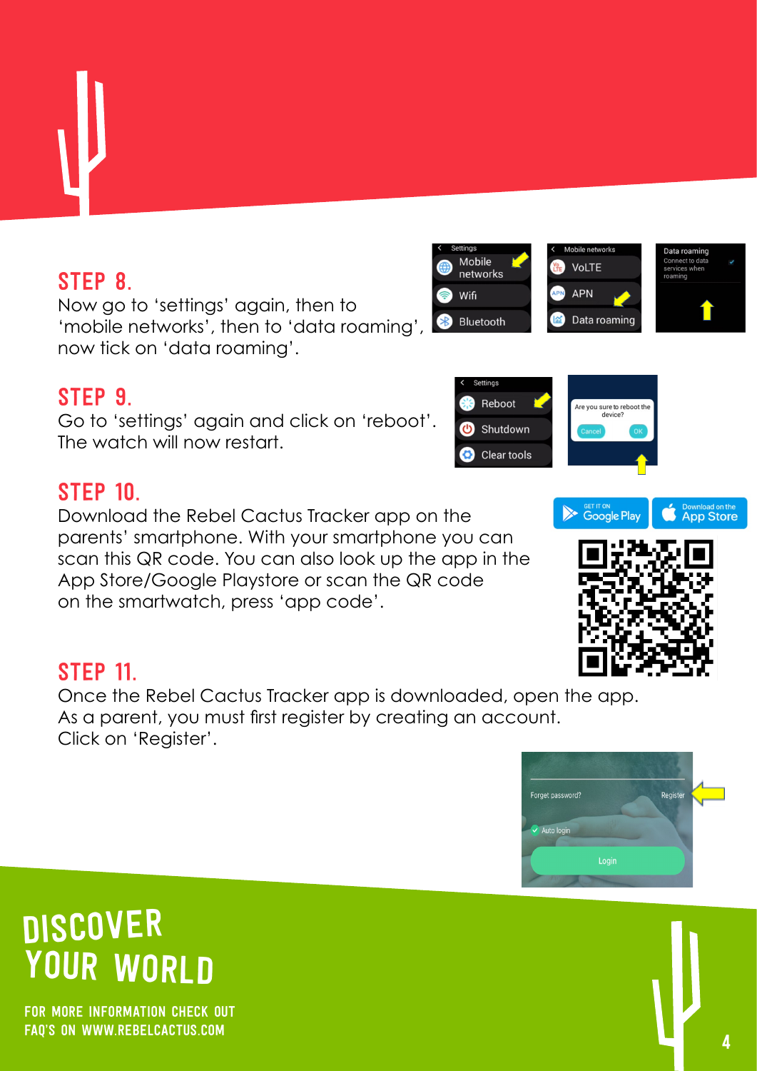## STEP 8.

Now go to ‘settings’ again, then to ‘mobile networks’, then to ‘data roaming’, now tick on ‘data roaming’.

## STEP 9.

Go to ‘settings’ again and click on ‘reboot’. The watch will now restart.

## STEP 10.

Download the Rebel Cactus Tracker app on the parents’ smartphone. With your smartphone you can scan this QR code. You can also look up the app in the App Store/Google Playstore or scan the QR code on the smartwatch, press ‘app code’.

## STEP 11.

Once the Rebel Cactus Tracker app is downloaded, open the app. As a parent, you must first register by creating an account. Click on ‘Register’.

# DISCOVER YOUR WORLD

FOR MORE INFORMATION CHECK OUT FAQ'S ON WWW.REBELCACTUS.COM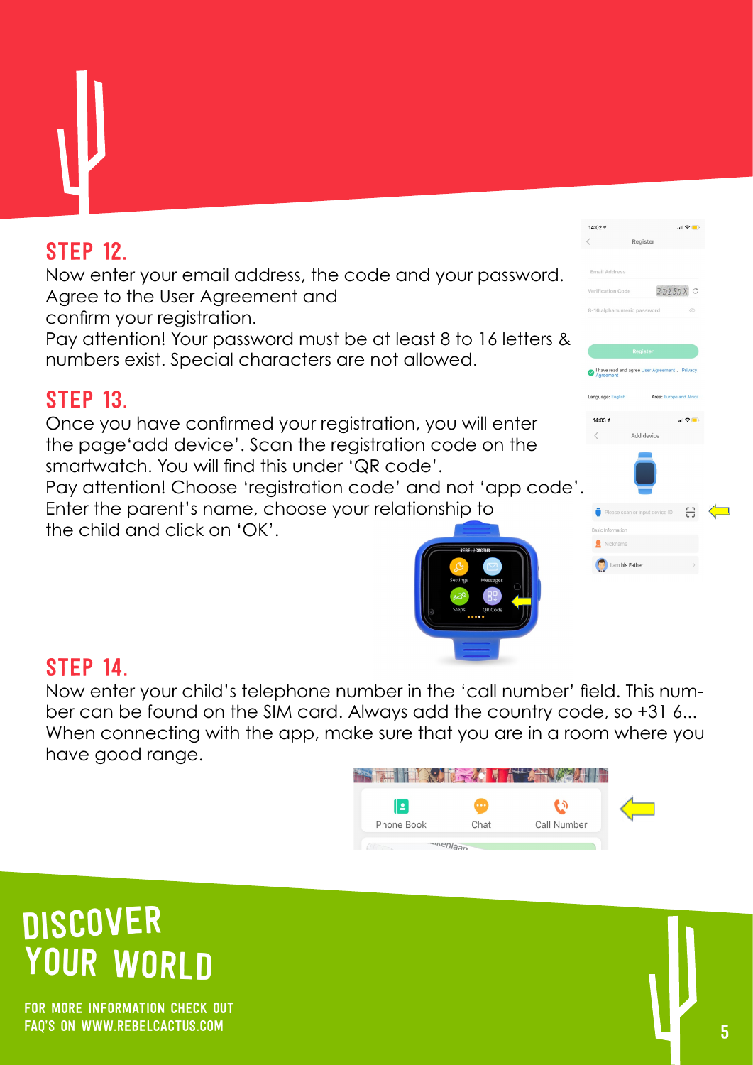## STEP 12.

Now enter your email address, the code and your password. Agree to the User Agreement and confirm your registration.
Pay attention! Your password must be at least 8 to 16 letters & numbers exist. Special characters are not allowed.

## STEP 13.

Once you have confirmed your registration, you will enter the page'add device'. Scan the registration code on the smartwatch. You will find this under 'QR code'.
Pay attention! Choose 'registration code' and not 'app code'. Enter the parent's name, choose your relationship to the child and click on 'OK'.

## STEP 14.

Now enter your child's telephone number in the 'call number' field. This number can be found on the SIM card. Always add the country code, so +31 6...
When connecting with the app, make sure that you are in a room where you have good range.

# DISCOVER YOUR WORLD

FOR MORE INFORMATION CHECK OUT FAQ'S ON WWW.REBELCACTUS.COM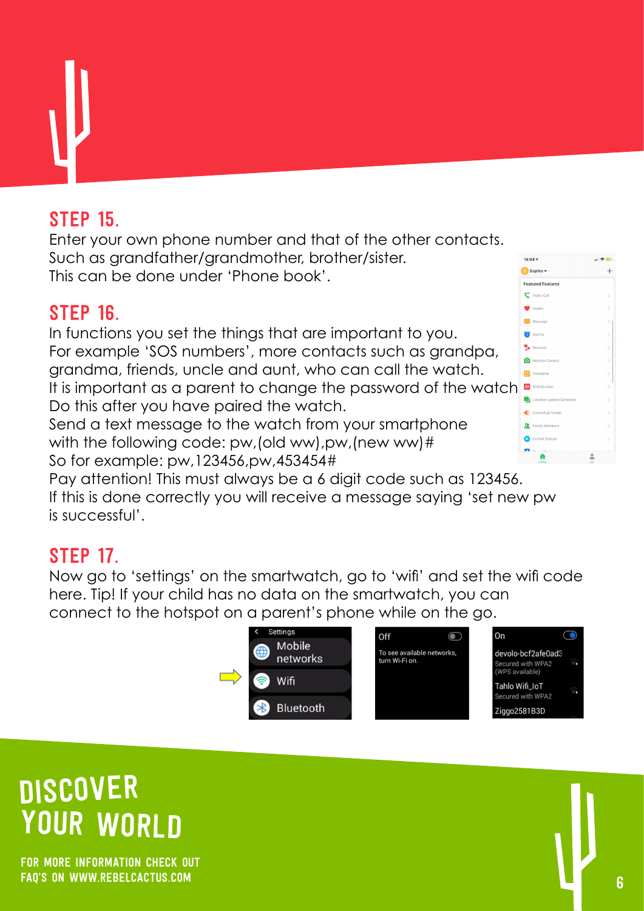## STEP 15.

Enter your own phone number and that of the other contacts. Such as grandfather/grandmother, brother/sister. This can be done under 'Phone book'.

## STEP 16.

In functions you set the things that are important to you. For example 'SOS numbers', more contacts such as grandpa, grandma, friends, uncle and aunt, who can call the watch. It is important as a parent to change the password of the watch. Do this after you have paired the watch. Send a text message to the watch from your smartphone with the following code: pw,(old ww),pw,(new ww)# So for example: pw,123456,pw,453454# Pay attention! This must always be a 6 digit code such as 123456. If this is done correctly you will receive a message saying 'set new pw is successful'.

## STEP 17.

Now go to 'settings' on the smartwatch, go to 'wifi' and set the wifi code here. Tip! If your child has no data on the smartwatch, you can connect to the hotspot on a parent's phone while on the go.

# DISCOVER YOUR WORLD

FOR MORE INFORMATION CHECK OUT FAQ'S ON WWW.REBELCACTUS.COM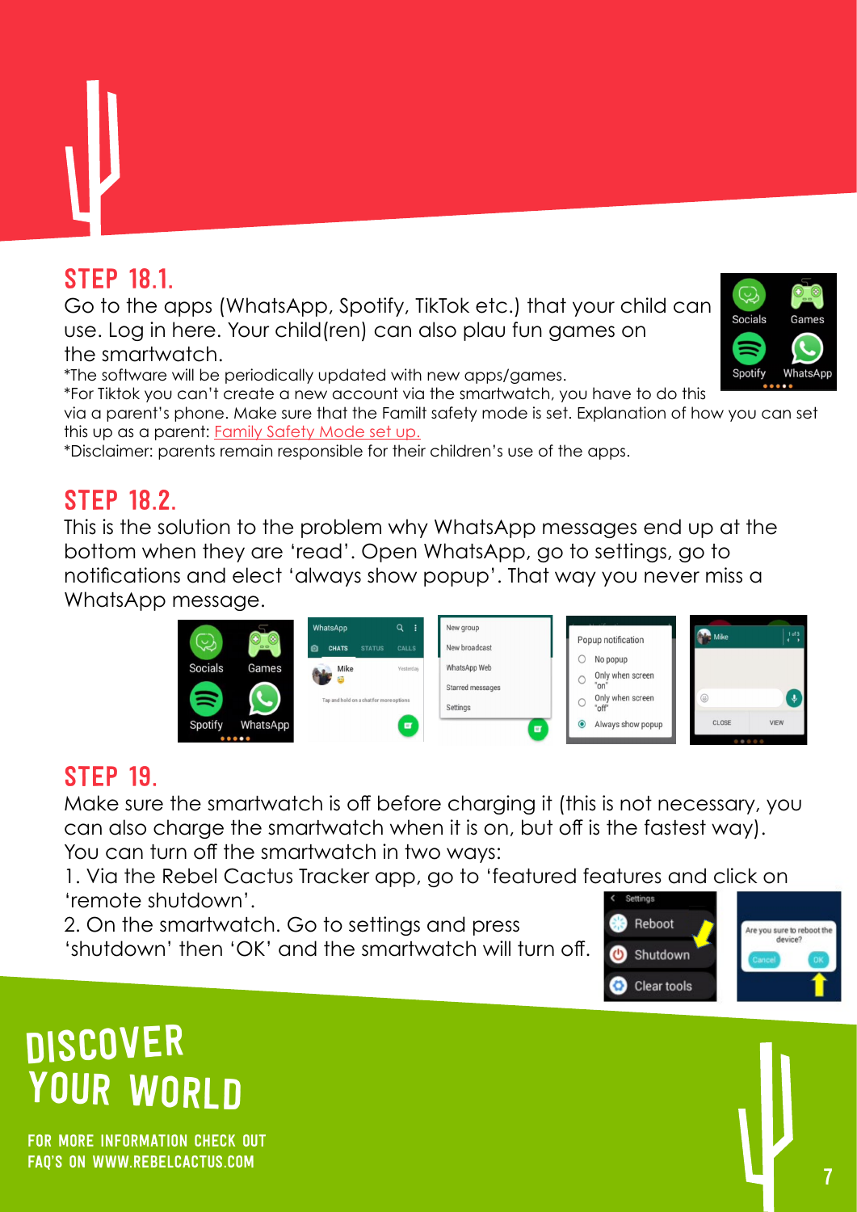## STEP 18.1.

Go to the apps (WhatsApp, Spotify, TikTok etc.) that your child can use. Log in here. Your child(ren) can also plau fun games on the smartwatch.

*The software will be periodically updated with new apps/games.

*For Tiktok you can't create a new account via the smartwatch, you have to do this via a parent's phone. Make sure that the Famil t safety mode is set. Explanation of how you can set this up as a parent: Family Safety Mode set up.

*Disclaimer: parents remain responsible for their children's use of the apps.

## STEP 18.2.

This is the solution to the problem why WhatsApp messages end up at the bottom when they are 'read'. Open WhatsApp, go to settings, go to notifications and elect 'always show popup'. That way you never miss a WhatsApp message.

## STEP 19.

Make sure the smartwatch is off before charging it (this is not necessary, you can also charge the smartwatch when it is on, but off is the fastest way). You can turn off the smartwatch in two ways:

1. Via the Rebel Cactus Tracker app, go to 'featured features and click on 'remote shutdown'.
2. On the smartwatch. Go to settings and press 'shutdown' then 'OK' and the smartwatch will turn off.

# DISCOVER YOUR WORLD

FOR MORE INFORMATION CHECK OUT FAQ'S ON WWW.REBELCACTUS.COM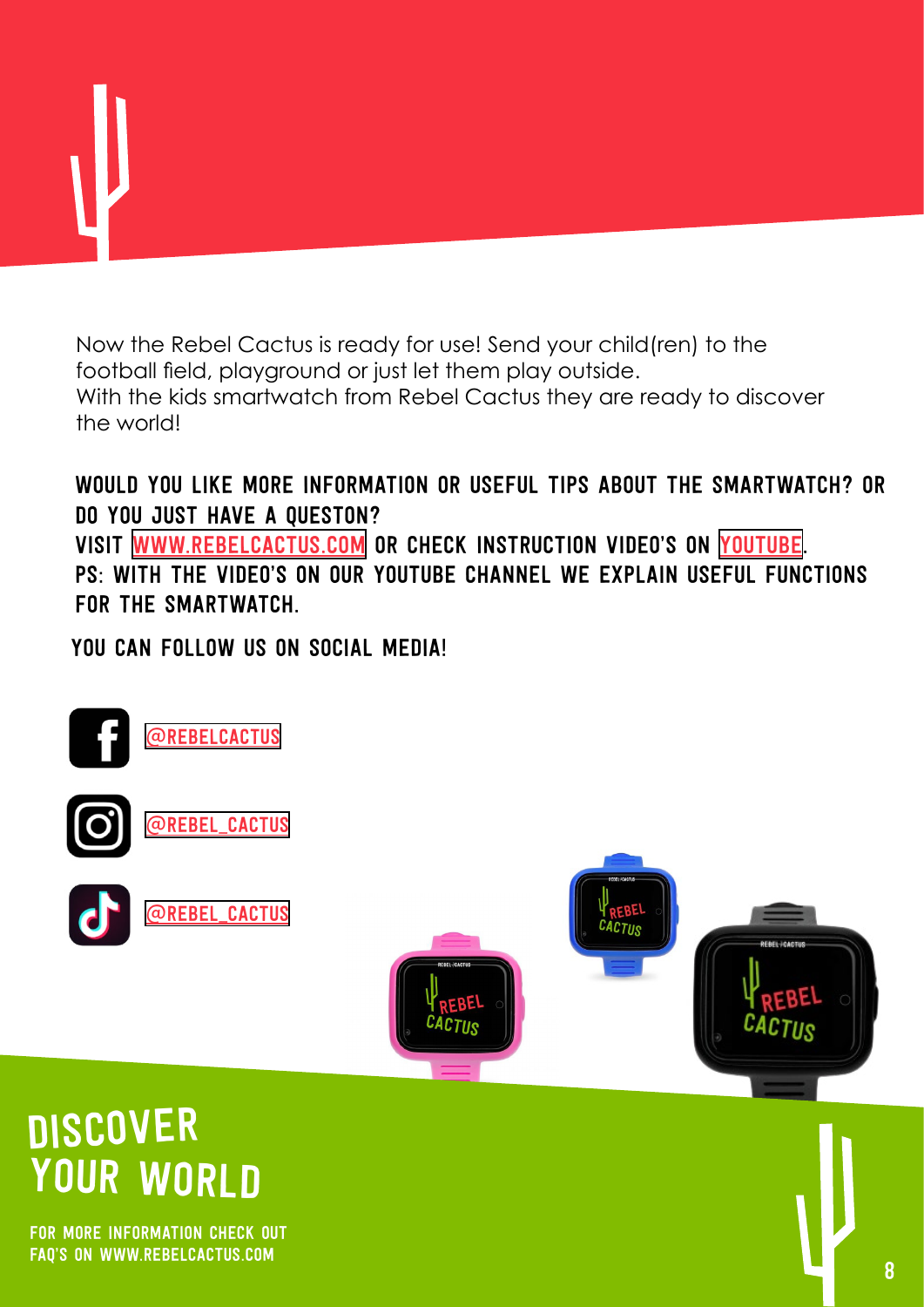Now the Rebel Cactus is ready for use! Send your child(ren) to the football field, playground or just let them play outside.
With the kids smartwatch from Rebel Cactus they are ready to discover the world!

**WOULD YOU LIKE MORE INFORMATION OR USEFUL TIPS ABOUT THE SMARTWATCH? OR DO YOU JUST HAVE A QUESTON?**
**VISIT WWW.REBELCACTUS.COM OR CHECK INSTRUCTION VIDEO'S ON YOUTUBE.**
**PS: WITH THE VIDEO'S ON OUR YOUTUBE CHANNEL WE EXPLAIN USEFUL FUNCTIONS FOR THE SMARTWATCH.**

**YOU CAN FOLLOW US ON SOCIAL MEDIA!**

@REBELCACTUS

@REBEL_CACTUS

@REBEL_CACTUS

# DISCOVER YOUR WORLD

FOR MORE INFORMATION CHECK OUT FAQ'S ON WWW.REBELCACTUS.COM